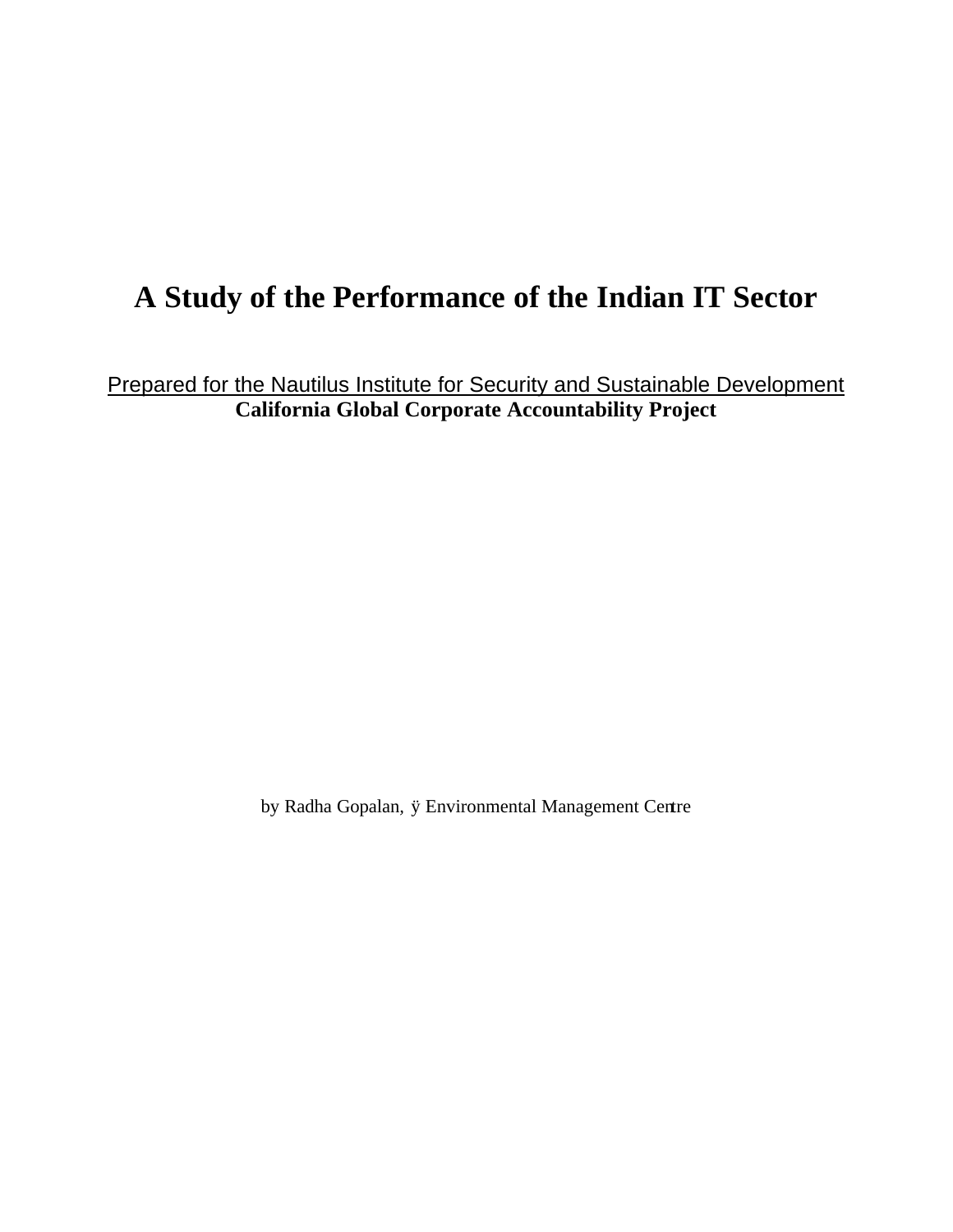# A Study of the Performance of the Indian IT Sector

Prepared for the Nautilus Institute for Security and Sustainable Development

**California Global Corporate Accountability Project**

by Radha Gopalan, ÿ Environmental Management Centre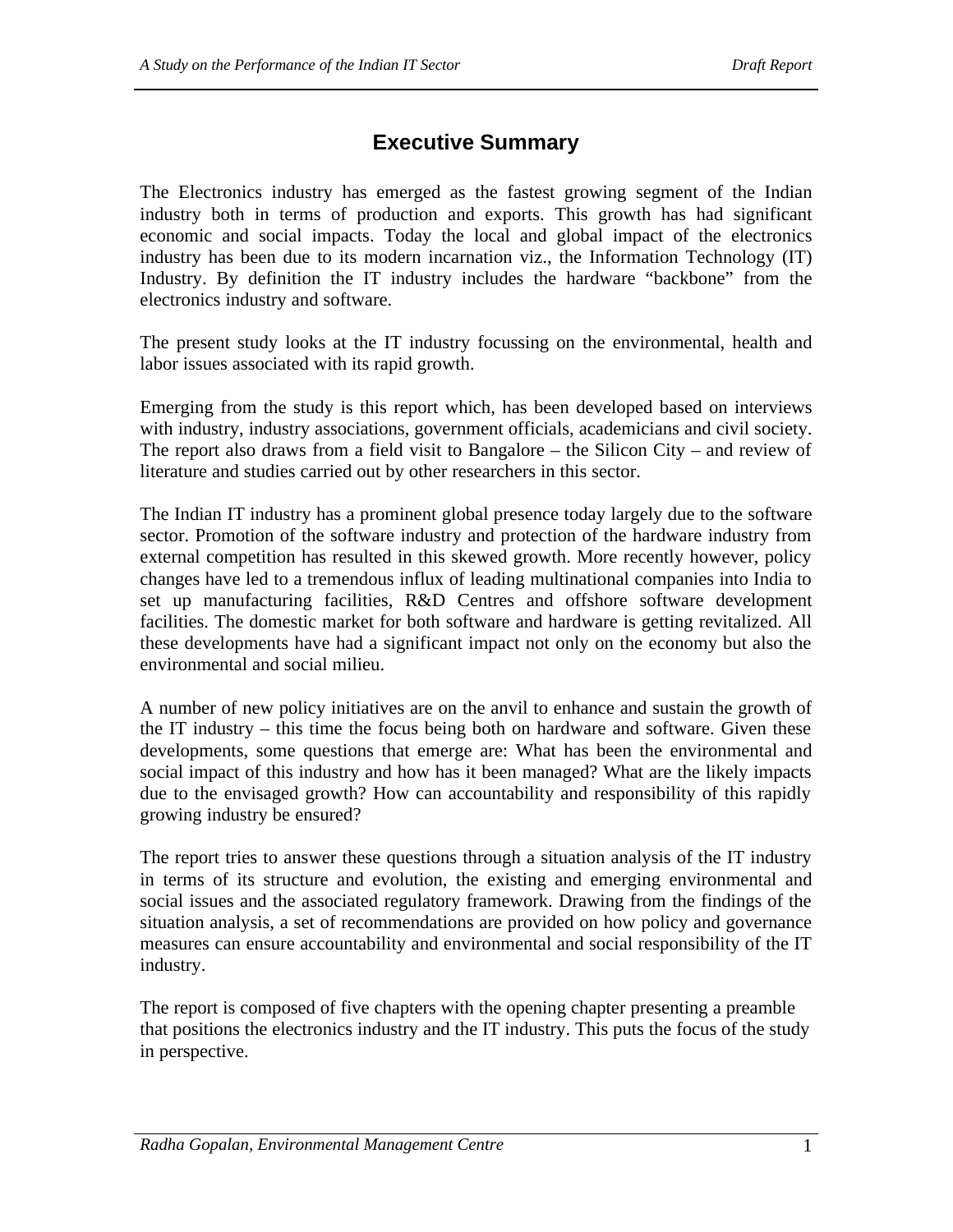# Executive Summary

The Electronics industry has emerged as the fastest growing segment of the Indian industry both in terms of production and exports. This growth has had significant economic and social impacts. Today the local and global impact of the electronics industry has been due to its modern incarnation viz., the Information Technology (IT) Industry. By definition the IT industry includes the hardware "backbone" from the electronics industry and software.

The present study looks at the IT industry focussing on the environmental, health and labor issues associated with its rapid growth.

Emerging from the study is this report which, has been developed based on interviews with industry, industry associations, government officials, academicians and civil society. The report also draws from a field visit to Bangalore – the Silicon City – and review of literature and studies carried out by other researchers in this sector.

The Indian IT industry has a prominent global presence today largely due to the software sector. Promotion of the software industry and protection of the hardware industry from external competition has resulted in this skewed growth. More recently however, policy changes have led to a tremendous influx of leading multinational companies into India to set up manufacturing facilities, R&D Centres and offshore software development facilities. The domestic market for both software and hardware is getting revitalized. All these developments have had a significant impact not only on the economy but also the environmental and social milieu.

A number of new policy initiatives are on the anvil to enhance and sustain the growth of the IT industry – this time the focus being both on hardware and software. Given these developments, some questions that emerge are: What has been the environmental and social impact of this industry and how has it been managed? What are the likely impacts due to the envisaged growth? How can accountability and responsibility of this rapidly growing industry be ensured?

The report tries to answer these questions through a situation analysis of the IT industry in terms of its structure and evolution, the existing and emerging environmental and social issues and the associated regulatory framework. Drawing from the findings of the situation analysis, a set of recommendations are provided on how policy and governance measures can ensure accountability and environmental and social responsibility of the IT industry.

The report is composed of five chapters with the opening chapter presenting a preamble that positions the electronics industry and the IT industry. This puts the focus of the study in perspective.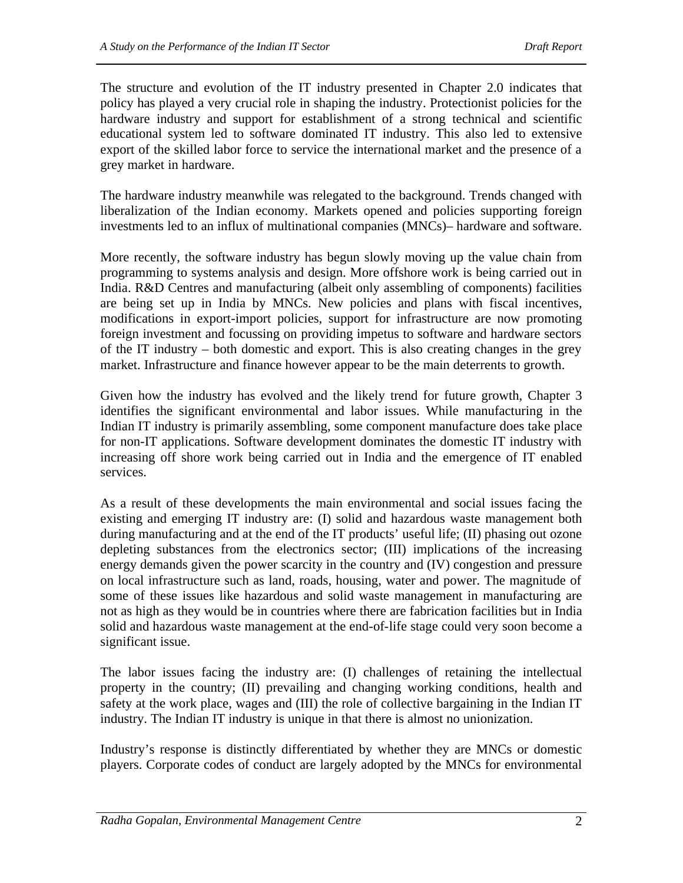The structure and evolution of the IT industry presented in Chapter 2.0 indicates that policy has played a very crucial role in shaping the industry. Protectionist policies for the hardware industry and support for establishment of a strong technical and scientific educational system led to software dominated IT industry. This also led to extensive export of the skilled labor force to service the international market and the presence of a grey market in hardware.

The hardware industry meanwhile was relegated to the background. Trends changed with liberalization of the Indian economy. Markets opened and policies supporting foreign investments led to an influx of multinational companies (MNCs)– hardware and software.

More recently, the software industry has begun slowly moving up the value chain from programming to systems analysis and design. More offshore work is being carried out in India. R&D Centres and manufacturing (albeit only assembling of components) facilities are being set up in India by MNCs. New policies and plans with fiscal incentives, modifications in export-import policies, support for infrastructure are now promoting foreign investment and focussing on providing impetus to software and hardware sectors of the IT industry – both domestic and export. This is also creating changes in the grey market. Infrastructure and finance however appear to be the main deterrents to growth.

Given how the industry has evolved and the likely trend for future growth, Chapter 3 identifies the significant environmental and labor issues. While manufacturing in the Indian IT industry is primarily assembling, some component manufacture does take place for non-IT applications. Software development dominates the domestic IT industry with increasing off shore work being carried out in India and the emergence of IT enabled services.

As a result of these developments the main environmental and social issues facing the existing and emerging IT industry are: (I) solid and hazardous waste management both during manufacturing and at the end of the IT products' useful life; (II) phasing out ozone depleting substances from the electronics sector; (III) implications of the increasing energy demands given the power scarcity in the country and (IV) congestion and pressure on local infrastructure such as land, roads, housing, water and power. The magnitude of some of these issues like hazardous and solid waste management in manufacturing are not as high as they would be in countries where there are fabrication facilities but in India solid and hazardous waste management at the end-of-life stage could very soon become a significant issue.

The labor issues facing the industry are: (I) challenges of retaining the intellectual property in the country; (II) prevailing and changing working conditions, health and safety at the work place, wages and (III) the role of collective bargaining in the Indian IT industry. The Indian IT industry is unique in that there is almost no unionization.

Industry's response is distinctly differentiated by whether they are MNCs or domestic players. Corporate codes of conduct are largely adopted by the MNCs for environmental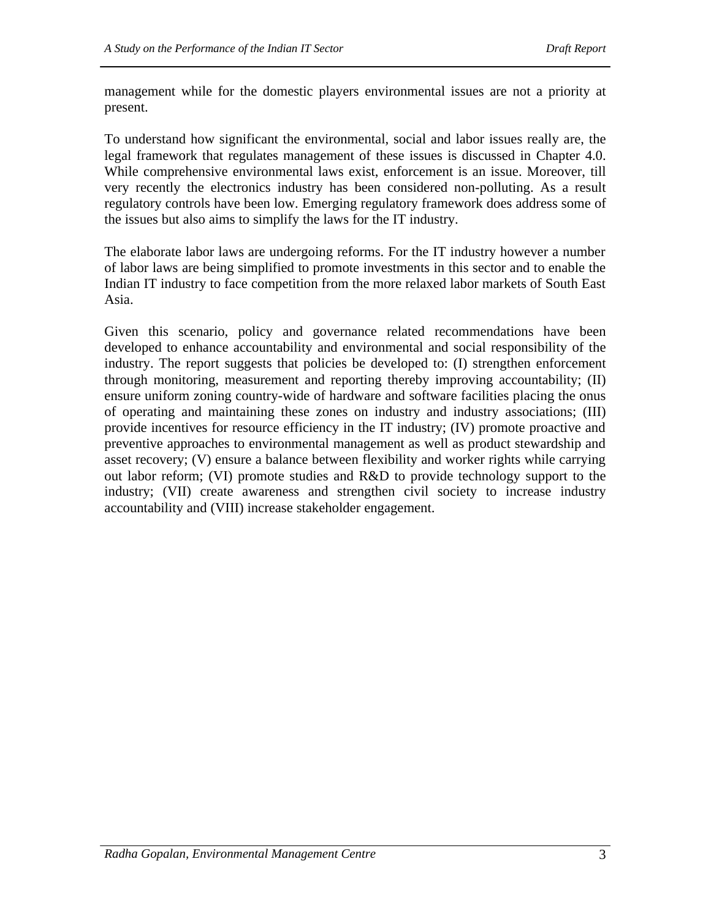management while for the domestic players environmental issues are not a priority at present.

To understand how significant the environmental, social and labor issues really are, the legal framework that regulates management of these issues is discussed in Chapter 4.0. While comprehensive environmental laws exist, enforcement is an issue. Moreover, till very recently the electronics industry has been considered non-polluting. As a result regulatory controls have been low. Emerging regulatory framework does address some of the issues but also aims to simplify the laws for the IT industry.

The elaborate labor laws are undergoing reforms. For the IT industry however a number of labor laws are being simplified to promote investments in this sector and to enable the Indian IT industry to face competition from the more relaxed labor markets of South East Asia.

Given this scenario, policy and governance related recommendations have been developed to enhance accountability and environmental and social responsibility of the industry. The report suggests that policies be developed to: (I) strengthen enforcement through monitoring, measurement and reporting thereby improving accountability; (II) ensure uniform zoning country-wide of hardware and software facilities placing the onus of operating and maintaining these zones on industry and industry associations; (III) provide incentives for resource efficiency in the IT industry; (IV) promote proactive and preventive approaches to environmental management as well as product stewardship and asset recovery; (V) ensure a balance between flexibility and worker rights while carrying out labor reform; (VI) promote studies and R&D to provide technology support to the industry; (VII) create awareness and strengthen civil society to increase industry accountability and (VIII) increase stakeholder engagement.